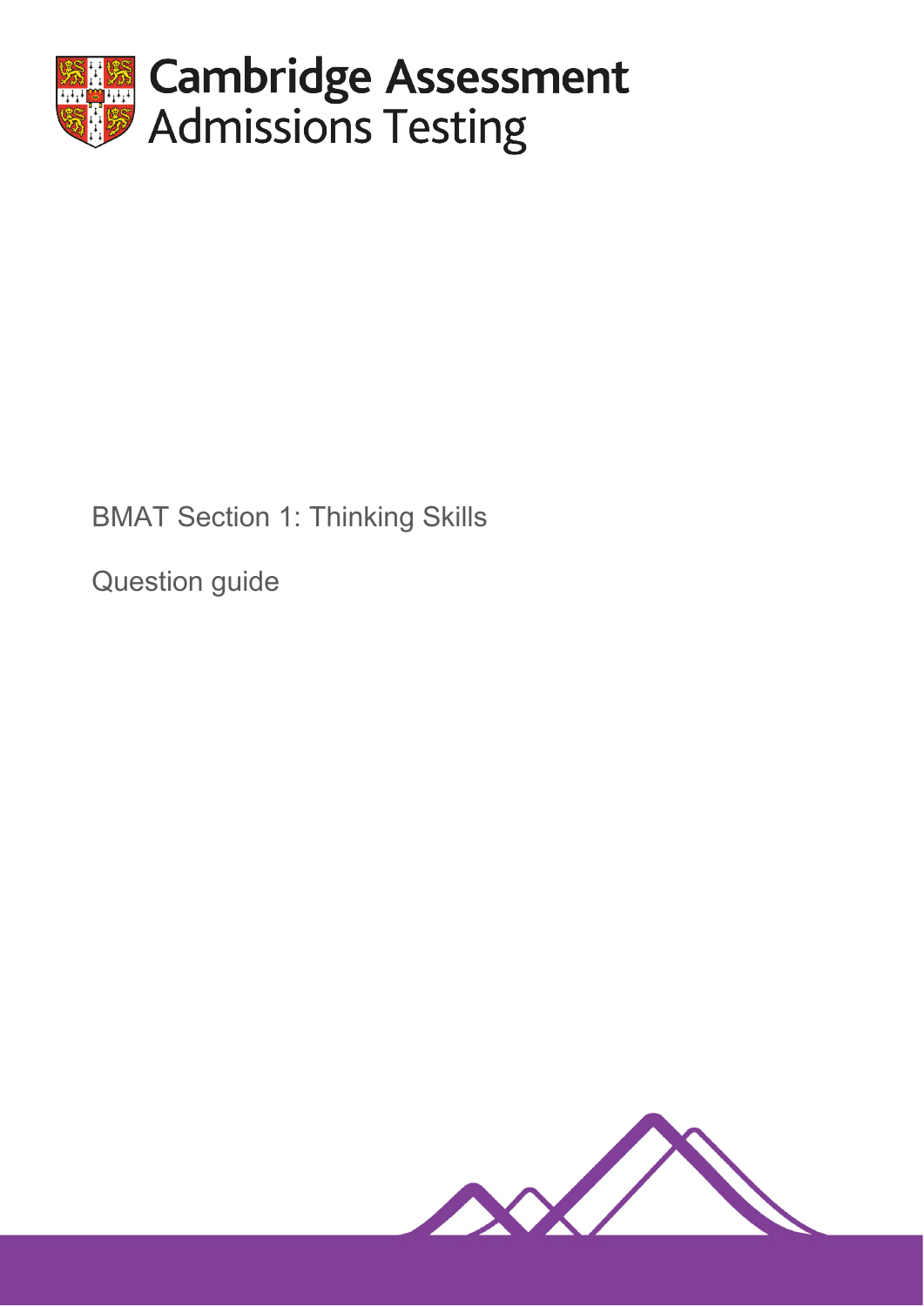Cambridge Assessment Admissions Testing

# BMAT Section 1: Thinking Skills

Question guide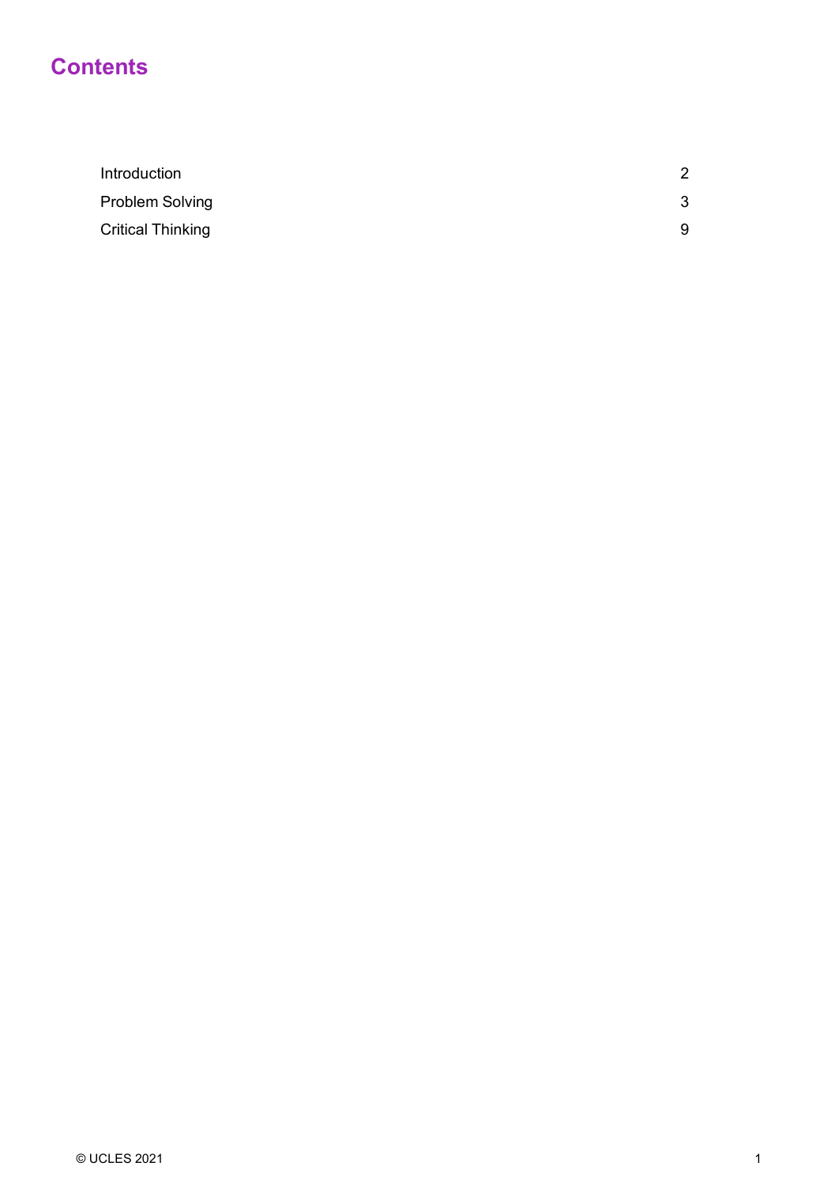# Contents

| | |
|---|---|
| Introduction | 2 |
| Problem Solving | 3 |
| Critical Thinking | 9 |

© UCLES 2021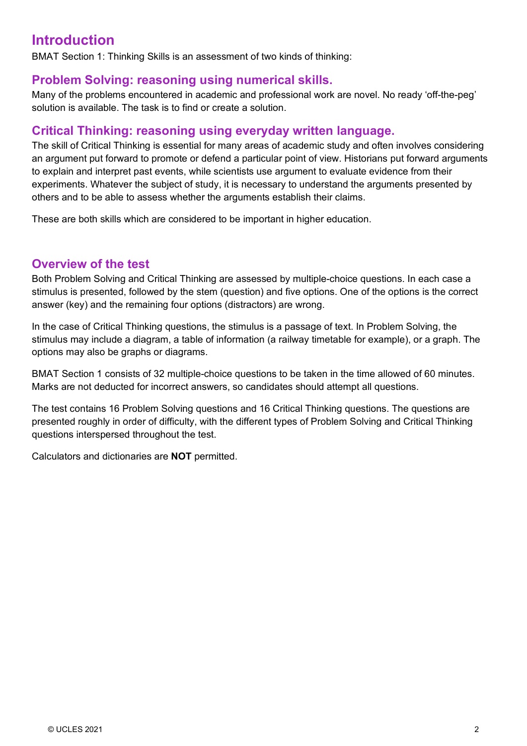# Introduction

BMAT Section 1: Thinking Skills is an assessment of two kinds of thinking:

## Problem Solving: reasoning using numerical skills.

Many of the problems encountered in academic and professional work are novel. No ready 'off-the-peg' solution is available. The task is to find or create a solution.

## Critical Thinking: reasoning using everyday written language.

The skill of Critical Thinking is essential for many areas of academic study and often involves considering an argument put forward to promote or defend a particular point of view. Historians put forward arguments to explain and interpret past events, while scientists use argument to evaluate evidence from their experiments. Whatever the subject of study, it is necessary to understand the arguments presented by others and to be able to assess whether the arguments establish their claims.

These are both skills which are considered to be important in higher education.

# Overview of the test

Both Problem Solving and Critical Thinking are assessed by multiple-choice questions. In each case a stimulus is presented, followed by the stem (question) and five options. One of the options is the correct answer (key) and the remaining four options (distractors) are wrong.

In the case of Critical Thinking questions, the stimulus is a passage of text. In Problem Solving, the stimulus may include a diagram, a table of information (a railway timetable for example), or a graph. The options may also be graphs or diagrams.

BMAT Section 1 consists of 32 multiple-choice questions to be taken in the time allowed of 60 minutes. Marks are not deducted for incorrect answers, so candidates should attempt all questions.

The test contains 16 Problem Solving questions and 16 Critical Thinking questions. The questions are presented roughly in order of difficulty, with the different types of Problem Solving and Critical Thinking questions interspersed throughout the test.

Calculators and dictionaries are **NOT** permitted.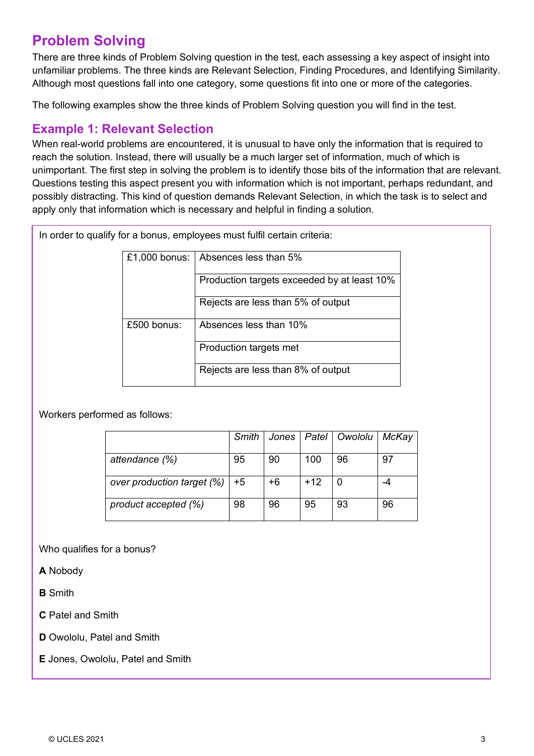## Problem Solving

There are three kinds of Problem Solving question in the test, each assessing a key aspect of insight into unfamiliar problems. The three kinds are Relevant Selection, Finding Procedures, and Identifying Similarity. Although most questions fall into one category, some questions fit into one or more of the categories.

The following examples show the three kinds of Problem Solving question you will find in the test.

### Example 1: Relevant Selection

When real-world problems are encountered, it is unusual to have only the information that is required to reach the solution. Instead, there will usually be a much larger set of information, much of which is unimportant. The first step in solving the problem is to identify those bits of the information that are relevant. Questions testing this aspect present you with information which is not important, perhaps redundant, and possibly distracting. This kind of question demands Relevant Selection, in which the task is to select and apply only that information which is necessary and helpful in finding a solution.

In order to qualify for a bonus, employees must fulfil certain criteria:

| | |
|---|---|
| £1,000 bonus: | Absences less than 5% |
| | Production targets exceeded by at least 10% |
| | Rejects are less than 5% of output |
| £500 bonus: | Absences less than 10% |
| | Production targets met |
| | Rejects are less than 8% of output |

Workers performed as follows:

| | *Smith* | *Jones* | *Patel* | *Owololu* | *McKay* |
|---|---|---|---|---|---|
| *attendance (%)* | 95 | 90 | 100 | 96 | 97 |
| *over production target (%)* | +5 | +6 | +12 | 0 | -4 |
| *product accepted (%)* | 98 | 96 | 95 | 93 | 96 |

Who qualifies for a bonus?

**A** Nobody

**B** Smith

**C** Patel and Smith

**D** Owololu, Patel and Smith

**E** Jones, Owololu, Patel and Smith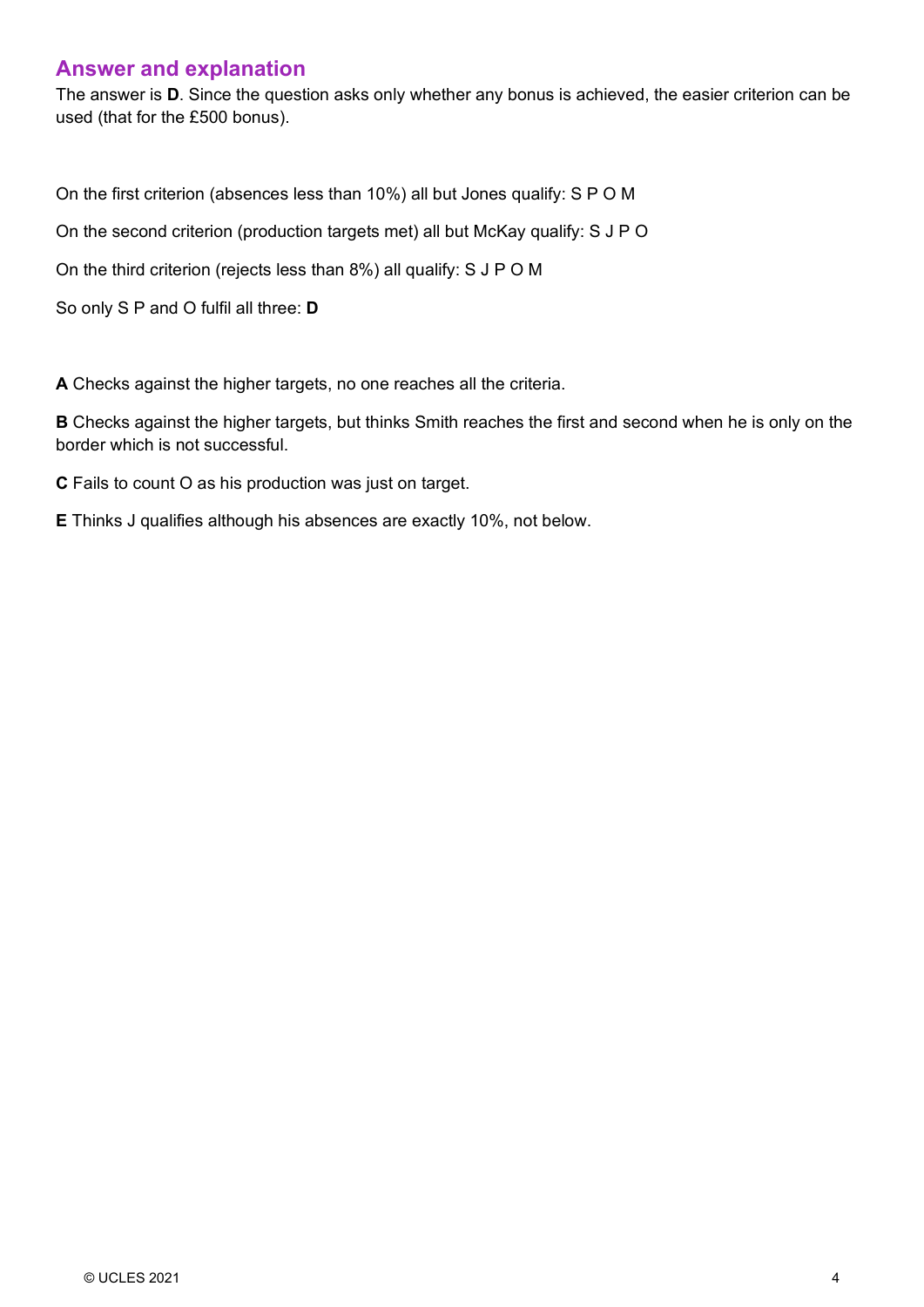## Answer and explanation

The answer is **D**. Since the question asks only whether any bonus is achieved, the easier criterion can be used (that for the £500 bonus).

On the first criterion (absences less than 10%) all but Jones qualify: S P O M

On the second criterion (production targets met) all but McKay qualify: S J P O

On the third criterion (rejects less than 8%) all qualify: S J P O M

So only S P and O fulfil all three: **D**

**A** Checks against the higher targets, no one reaches all the criteria.

**B** Checks against the higher targets, but thinks Smith reaches the first and second when he is only on the border which is not successful.

**C** Fails to count O as his production was just on target.

**E** Thinks J qualifies although his absences are exactly 10%, not below.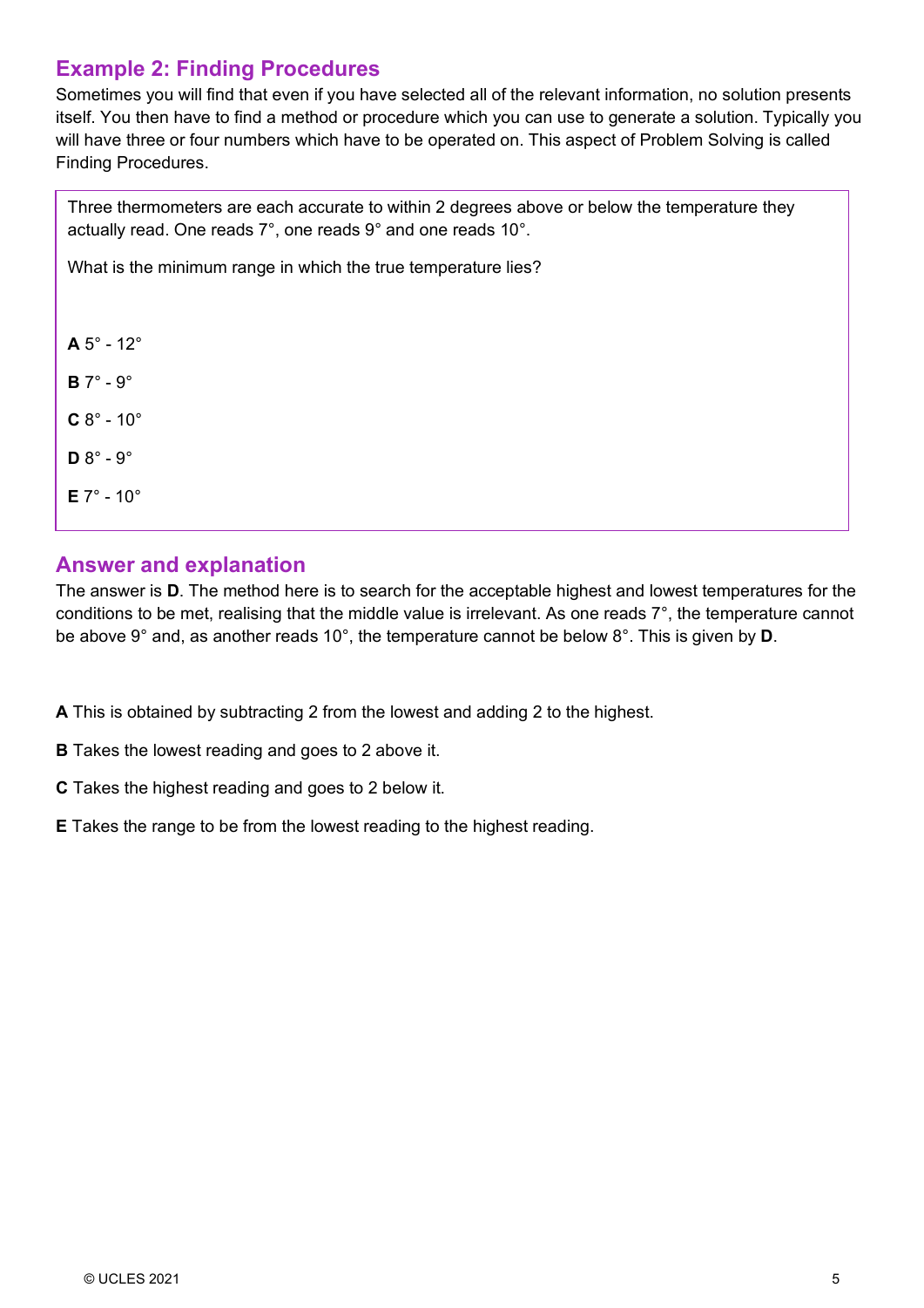## Example 2: Finding Procedures

Sometimes you will find that even if you have selected all of the relevant information, no solution presents itself. You then have to find a method or procedure which you can use to generate a solution. Typically you will have three or four numbers which have to be operated on. This aspect of Problem Solving is called Finding Procedures.

> Three thermometers are each accurate to within 2 degrees above or below the temperature they actually read. One reads 7°, one reads 9° and one reads 10°.
>
> What is the minimum range in which the true temperature lies?
>
> **A** 5° - 12°
>
> **B** 7° - 9°
>
> **C** 8° - 10°
>
> **D** 8° - 9°
>
> **E** 7° - 10°

## Answer and explanation

The answer is **D**. The method here is to search for the acceptable highest and lowest temperatures for the conditions to be met, realising that the middle value is irrelevant. As one reads 7°, the temperature cannot be above 9° and, as another reads 10°, the temperature cannot be below 8°. This is given by **D**.

**A** This is obtained by subtracting 2 from the lowest and adding 2 to the highest.

**B** Takes the lowest reading and goes to 2 above it.

**C** Takes the highest reading and goes to 2 below it.

**E** Takes the range to be from the lowest reading to the highest reading.

© UCLES 2021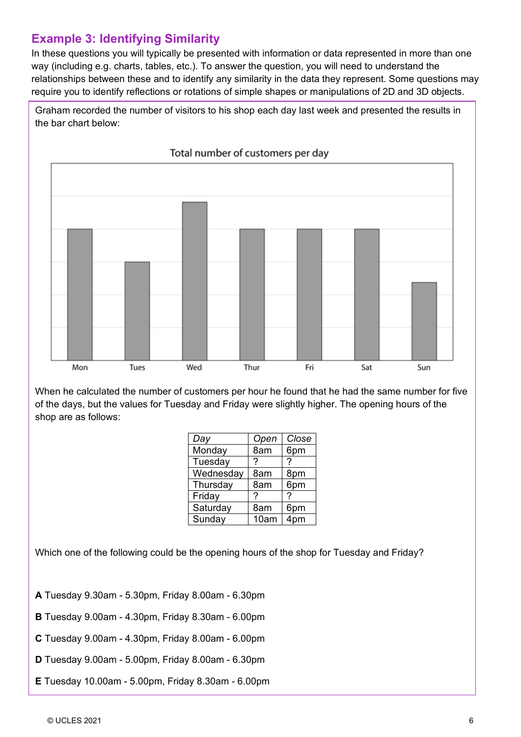## Example 3: Identifying Similarity

In these questions you will typically be presented with information or data represented in more than one way (including e.g. charts, tables, etc.). To answer the question, you will need to understand the relationships between these and to identify any similarity in the data they represent. Some questions may require you to identify reflections or rotations of simple shapes or manipulations of 2D and 3D objects.

Graham recorded the number of visitors to his shop each day last week and presented the results in the bar chart below:

Total number of customers per day

Mon, Tues, Wed, Thur, Fri, Sat, Sun

When he calculated the number of customers per hour he found that he had the same number for five of the days, but the values for Tuesday and Friday were slightly higher. The opening hours of the shop are as follows:

| *Day* | *Open* | *Close* |
|---|---|---|
| Monday | 8am | 6pm |
| Tuesday | ? | ? |
| Wednesday | 8am | 8pm |
| Thursday | 8am | 6pm |
| Friday | ? | ? |
| Saturday | 8am | 6pm |
| Sunday | 10am | 4pm |

Which one of the following could be the opening hours of the shop for Tuesday and Friday?

**A** Tuesday 9.30am - 5.30pm, Friday 8.00am - 6.30pm

**B** Tuesday 9.00am - 4.30pm, Friday 8.30am - 6.00pm

**C** Tuesday 9.00am - 4.30pm, Friday 8.00am - 6.00pm

**D** Tuesday 9.00am - 5.00pm, Friday 8.00am - 6.30pm

**E** Tuesday 10.00am - 5.00pm, Friday 8.30am - 6.00pm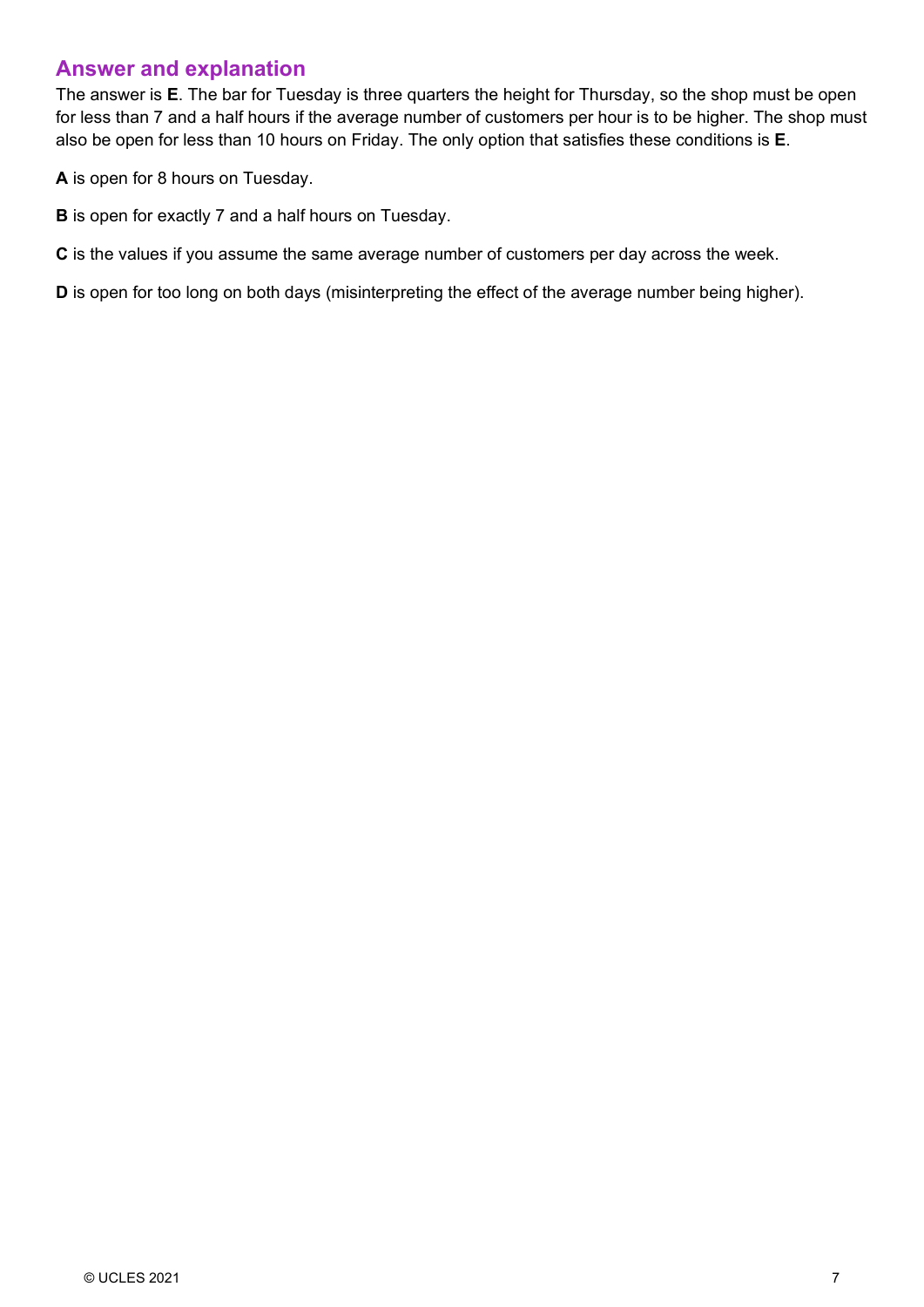## Answer and explanation

The answer is **E**. The bar for Tuesday is three quarters the height for Thursday, so the shop must be open for less than 7 and a half hours if the average number of customers per hour is to be higher. The shop must also be open for less than 10 hours on Friday. The only option that satisfies these conditions is **E**.

**A** is open for 8 hours on Tuesday.

**B** is open for exactly 7 and a half hours on Tuesday.

**C** is the values if you assume the same average number of customers per day across the week.

**D** is open for too long on both days (misinterpreting the effect of the average number being higher).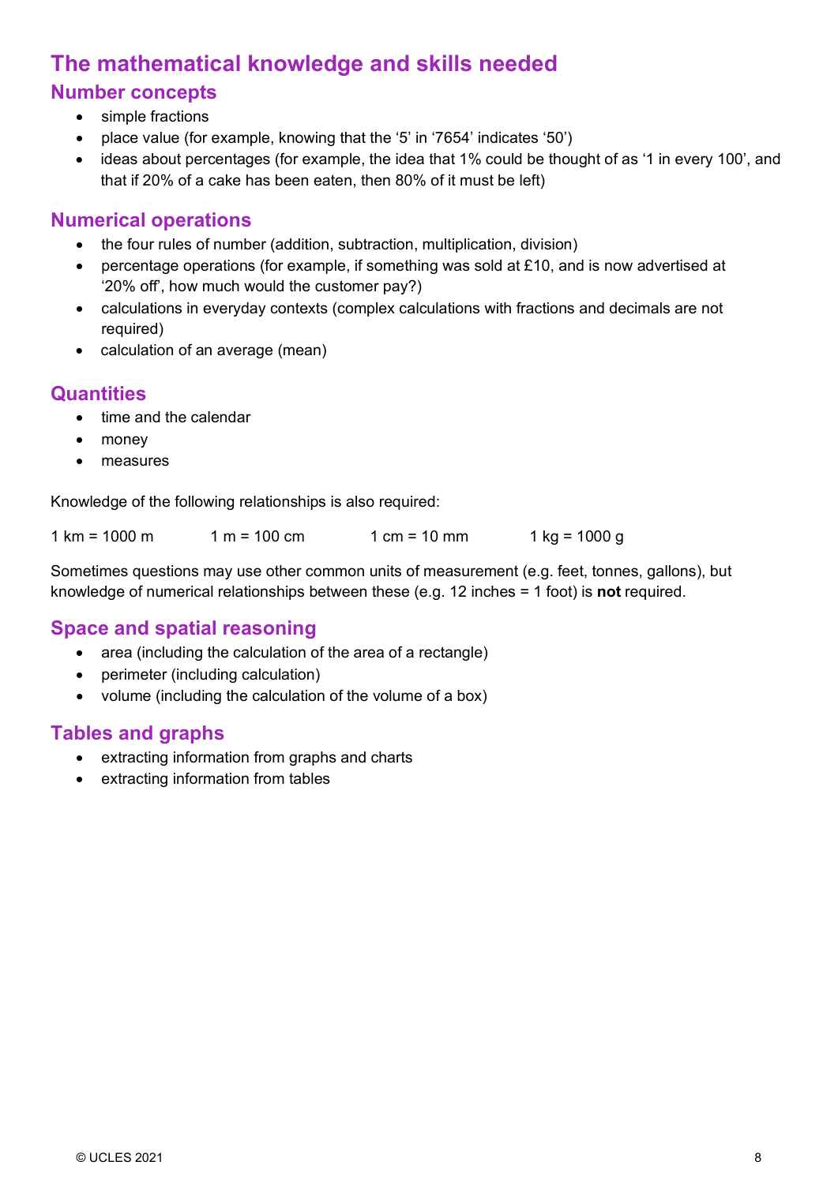## The mathematical knowledge and skills needed

### Number concepts

- simple fractions
- place value (for example, knowing that the ‘5’ in ‘7654’ indicates ‘50’)
- ideas about percentages (for example, the idea that 1% could be thought of as ‘1 in every 100’, and that if 20% of a cake has been eaten, then 80% of it must be left)

### Numerical operations

- the four rules of number (addition, subtraction, multiplication, division)
- percentage operations (for example, if something was sold at £10, and is now advertised at ‘20% off’, how much would the customer pay?)
- calculations in everyday contexts (complex calculations with fractions and decimals are not required)
- calculation of an average (mean)

### Quantities

- time and the calendar
- money
- measures

Knowledge of the following relationships is also required:

1 km = 1000 m     1 m = 100 cm     1 cm = 10 mm     1 kg = 1000 g

Sometimes questions may use other common units of measurement (e.g. feet, tonnes, gallons), but knowledge of numerical relationships between these (e.g. 12 inches = 1 foot) is **not** required.

### Space and spatial reasoning

- area (including the calculation of the area of a rectangle)
- perimeter (including calculation)
- volume (including the calculation of the volume of a box)

### Tables and graphs

- extracting information from graphs and charts
- extracting information from tables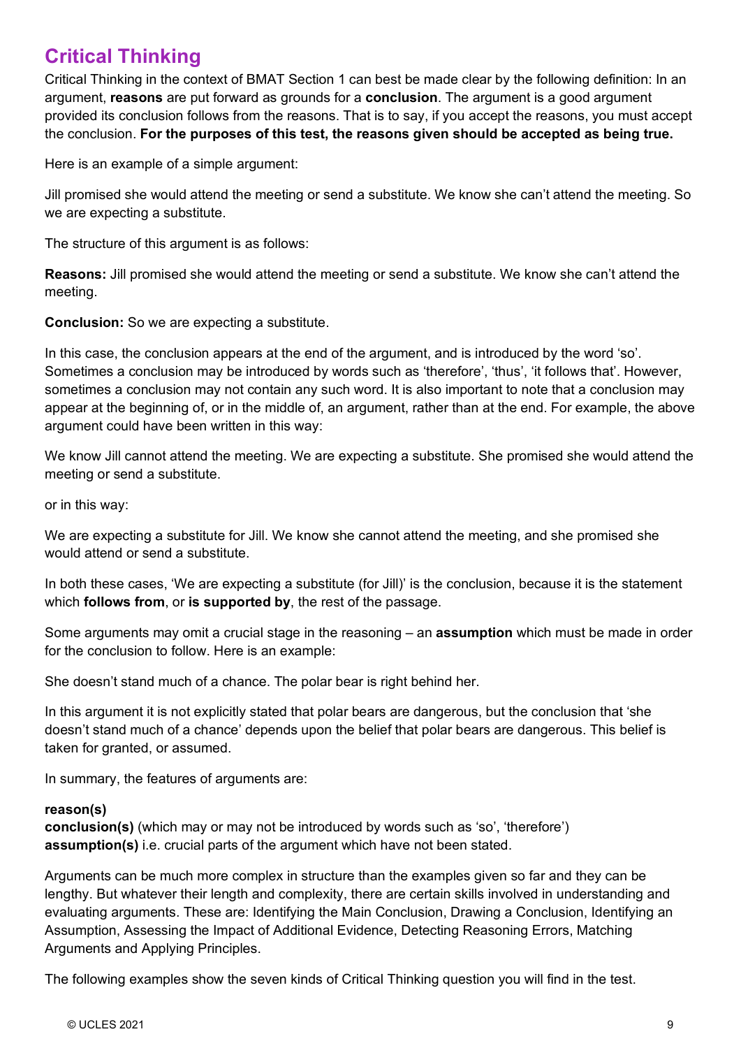## Critical Thinking

Critical Thinking in the context of BMAT Section 1 can best be made clear by the following definition: In an argument, **reasons** are put forward as grounds for a **conclusion**. The argument is a good argument provided its conclusion follows from the reasons. That is to say, if you accept the reasons, you must accept the conclusion. **For the purposes of this test, the reasons given should be accepted as being true.**

Here is an example of a simple argument:

Jill promised she would attend the meeting or send a substitute. We know she can't attend the meeting. So we are expecting a substitute.

The structure of this argument is as follows:

**Reasons:** Jill promised she would attend the meeting or send a substitute. We know she can't attend the meeting.

**Conclusion:** So we are expecting a substitute.

In this case, the conclusion appears at the end of the argument, and is introduced by the word 'so'. Sometimes a conclusion may be introduced by words such as 'therefore', 'thus', 'it follows that'. However, sometimes a conclusion may not contain any such word. It is also important to note that a conclusion may appear at the beginning of, or in the middle of, an argument, rather than at the end. For example, the above argument could have been written in this way:

We know Jill cannot attend the meeting. We are expecting a substitute. She promised she would attend the meeting or send a substitute.

or in this way:

We are expecting a substitute for Jill. We know she cannot attend the meeting, and she promised she would attend or send a substitute.

In both these cases, 'We are expecting a substitute (for Jill)' is the conclusion, because it is the statement which **follows from**, or **is supported by**, the rest of the passage.

Some arguments may omit a crucial stage in the reasoning – an **assumption** which must be made in order for the conclusion to follow. Here is an example:

She doesn't stand much of a chance. The polar bear is right behind her.

In this argument it is not explicitly stated that polar bears are dangerous, but the conclusion that 'she doesn't stand much of a chance' depends upon the belief that polar bears are dangerous. This belief is taken for granted, or assumed.

In summary, the features of arguments are:

**reason(s)**
**conclusion(s)** (which may or may not be introduced by words such as 'so', 'therefore')
**assumption(s)** i.e. crucial parts of the argument which have not been stated.

Arguments can be much more complex in structure than the examples given so far and they can be lengthy. But whatever their length and complexity, there are certain skills involved in understanding and evaluating arguments. These are: Identifying the Main Conclusion, Drawing a Conclusion, Identifying an Assumption, Assessing the Impact of Additional Evidence, Detecting Reasoning Errors, Matching Arguments and Applying Principles.

The following examples show the seven kinds of Critical Thinking question you will find in the test.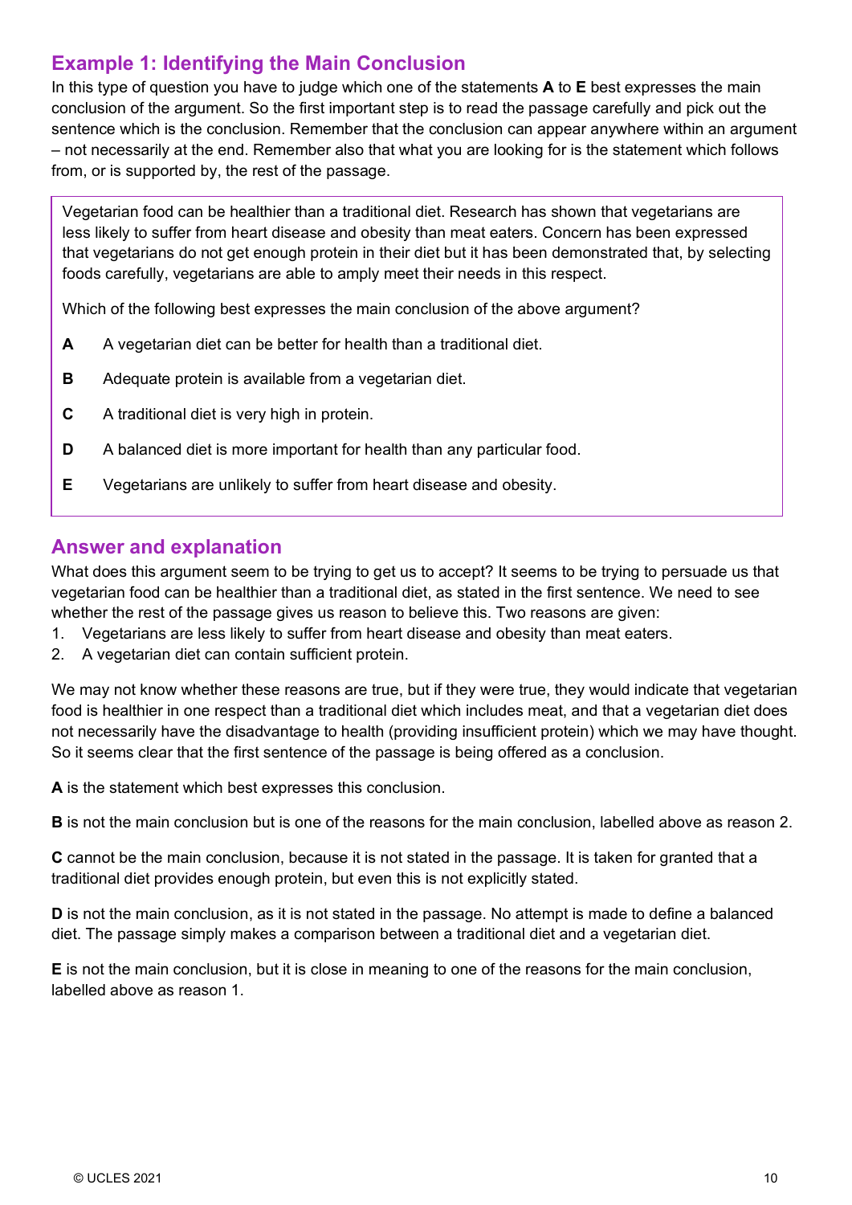## Example 1: Identifying the Main Conclusion

In this type of question you have to judge which one of the statements **A** to **E** best expresses the main conclusion of the argument. So the first important step is to read the passage carefully and pick out the sentence which is the conclusion. Remember that the conclusion can appear anywhere within an argument – not necessarily at the end. Remember also that what you are looking for is the statement which follows from, or is supported by, the rest of the passage.

Vegetarian food can be healthier than a traditional diet. Research has shown that vegetarians are less likely to suffer from heart disease and obesity than meat eaters. Concern has been expressed that vegetarians do not get enough protein in their diet but it has been demonstrated that, by selecting foods carefully, vegetarians are able to amply meet their needs in this respect.

Which of the following best expresses the main conclusion of the above argument?

**A** A vegetarian diet can be better for health than a traditional diet.

**B** Adequate protein is available from a vegetarian diet.

**C** A traditional diet is very high in protein.

**D** A balanced diet is more important for health than any particular food.

**E** Vegetarians are unlikely to suffer from heart disease and obesity.

## Answer and explanation

What does this argument seem to be trying to get us to accept? It seems to be trying to persuade us that vegetarian food can be healthier than a traditional diet, as stated in the first sentence. We need to see whether the rest of the passage gives us reason to believe this. Two reasons are given:

1. Vegetarians are less likely to suffer from heart disease and obesity than meat eaters.
2. A vegetarian diet can contain sufficient protein.

We may not know whether these reasons are true, but if they were true, they would indicate that vegetarian food is healthier in one respect than a traditional diet which includes meat, and that a vegetarian diet does not necessarily have the disadvantage to health (providing insufficient protein) which we may have thought. So it seems clear that the first sentence of the passage is being offered as a conclusion.

**A** is the statement which best expresses this conclusion.

**B** is not the main conclusion but is one of the reasons for the main conclusion, labelled above as reason 2.

**C** cannot be the main conclusion, because it is not stated in the passage. It is taken for granted that a traditional diet provides enough protein, but even this is not explicitly stated.

**D** is not the main conclusion, as it is not stated in the passage. No attempt is made to define a balanced diet. The passage simply makes a comparison between a traditional diet and a vegetarian diet.

**E** is not the main conclusion, but it is close in meaning to one of the reasons for the main conclusion, labelled above as reason 1.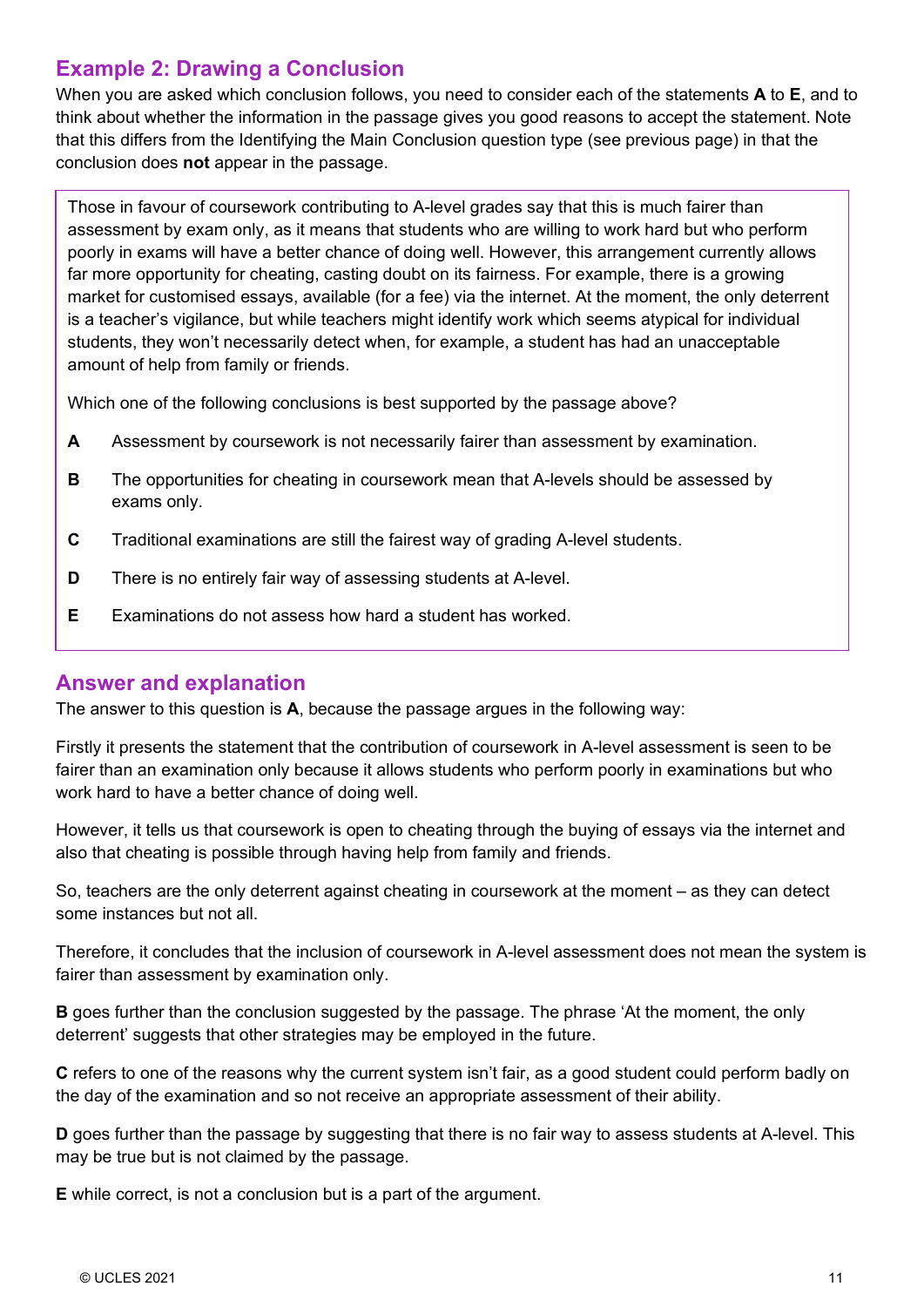## Example 2: Drawing a Conclusion

When you are asked which conclusion follows, you need to consider each of the statements **A** to **E**, and to think about whether the information in the passage gives you good reasons to accept the statement. Note that this differs from the Identifying the Main Conclusion question type (see previous page) in that the conclusion does **not** appear in the passage.

> Those in favour of coursework contributing to A-level grades say that this is much fairer than assessment by exam only, as it means that students who are willing to work hard but who perform poorly in exams will have a better chance of doing well. However, this arrangement currently allows far more opportunity for cheating, casting doubt on its fairness. For example, there is a growing market for customised essays, available (for a fee) via the internet. At the moment, the only deterrent is a teacher's vigilance, but while teachers might identify work which seems atypical for individual students, they won't necessarily detect when, for example, a student has had an unacceptable amount of help from family or friends.
>
> Which one of the following conclusions is best supported by the passage above?
>
> **A** Assessment by coursework is not necessarily fairer than assessment by examination.
>
> **B** The opportunities for cheating in coursework mean that A-levels should be assessed by exams only.
>
> **C** Traditional examinations are still the fairest way of grading A-level students.
>
> **D** There is no entirely fair way of assessing students at A-level.
>
> **E** Examinations do not assess how hard a student has worked.

## Answer and explanation

The answer to this question is **A**, because the passage argues in the following way:

Firstly it presents the statement that the contribution of coursework in A-level assessment is seen to be fairer than an examination only because it allows students who perform poorly in examinations but who work hard to have a better chance of doing well.

However, it tells us that coursework is open to cheating through the buying of essays via the internet and also that cheating is possible through having help from family and friends.

So, teachers are the only deterrent against cheating in coursework at the moment – as they can detect some instances but not all.

Therefore, it concludes that the inclusion of coursework in A-level assessment does not mean the system is fairer than assessment by examination only.

**B** goes further than the conclusion suggested by the passage. The phrase 'At the moment, the only deterrent' suggests that other strategies may be employed in the future.

**C** refers to one of the reasons why the current system isn't fair, as a good student could perform badly on the day of the examination and so not receive an appropriate assessment of their ability.

**D** goes further than the passage by suggesting that there is no fair way to assess students at A-level. This may be true but is not claimed by the passage.

**E** while correct, is not a conclusion but is a part of the argument.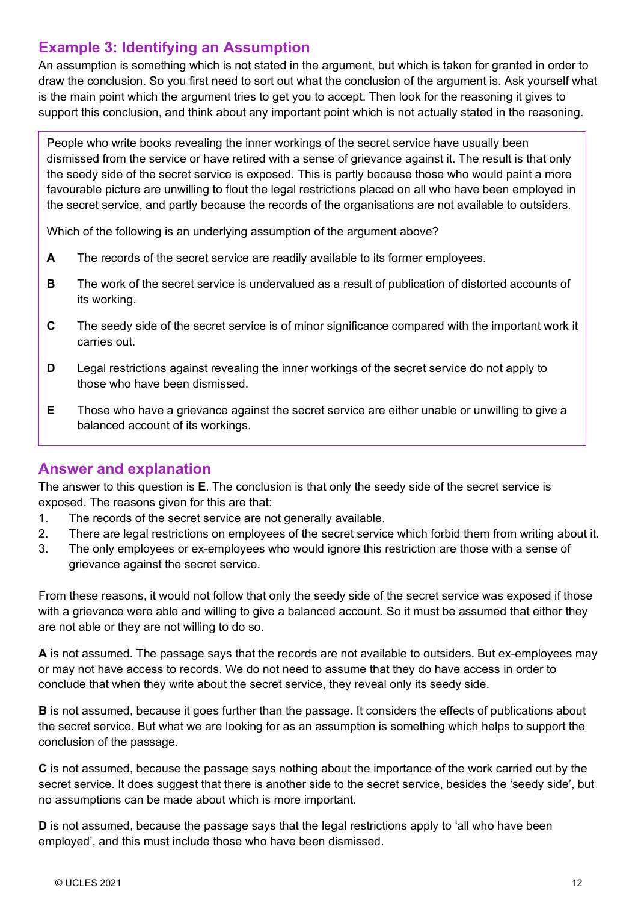## Example 3: Identifying an Assumption

An assumption is something which is not stated in the argument, but which is taken for granted in order to draw the conclusion. So you first need to sort out what the conclusion of the argument is. Ask yourself what is the main point which the argument tries to get you to accept. Then look for the reasoning it gives to support this conclusion, and think about any important point which is not actually stated in the reasoning.

> People who write books revealing the inner workings of the secret service have usually been dismissed from the service or have retired with a sense of grievance against it. The result is that only the seedy side of the secret service is exposed. This is partly because those who would paint a more favourable picture are unwilling to flout the legal restrictions placed on all who have been employed in the secret service, and partly because the records of the organisations are not available to outsiders.
>
> Which of the following is an underlying assumption of the argument above?
>
> **A** The records of the secret service are readily available to its former employees.
>
> **B** The work of the secret service is undervalued as a result of publication of distorted accounts of its working.
>
> **C** The seedy side of the secret service is of minor significance compared with the important work it carries out.
>
> **D** Legal restrictions against revealing the inner workings of the secret service do not apply to those who have been dismissed.
>
> **E** Those who have a grievance against the secret service are either unable or unwilling to give a balanced account of its workings.

## Answer and explanation

The answer to this question is **E**. The conclusion is that only the seedy side of the secret service is exposed. The reasons given for this are that:

1. The records of the secret service are not generally available.
2. There are legal restrictions on employees of the secret service which forbid them from writing about it.
3. The only employees or ex-employees who would ignore this restriction are those with a sense of grievance against the secret service.

From these reasons, it would not follow that only the seedy side of the secret service was exposed if those with a grievance were able and willing to give a balanced account. So it must be assumed that either they are not able or they are not willing to do so.

**A** is not assumed. The passage says that the records are not available to outsiders. But ex-employees may or may not have access to records. We do not need to assume that they do have access in order to conclude that when they write about the secret service, they reveal only its seedy side.

**B** is not assumed, because it goes further than the passage. It considers the effects of publications about the secret service. But what we are looking for as an assumption is something which helps to support the conclusion of the passage.

**C** is not assumed, because the passage says nothing about the importance of the work carried out by the secret service. It does suggest that there is another side to the secret service, besides the 'seedy side', but no assumptions can be made about which is more important.

**D** is not assumed, because the passage says that the legal restrictions apply to 'all who have been employed', and this must include those who have been dismissed.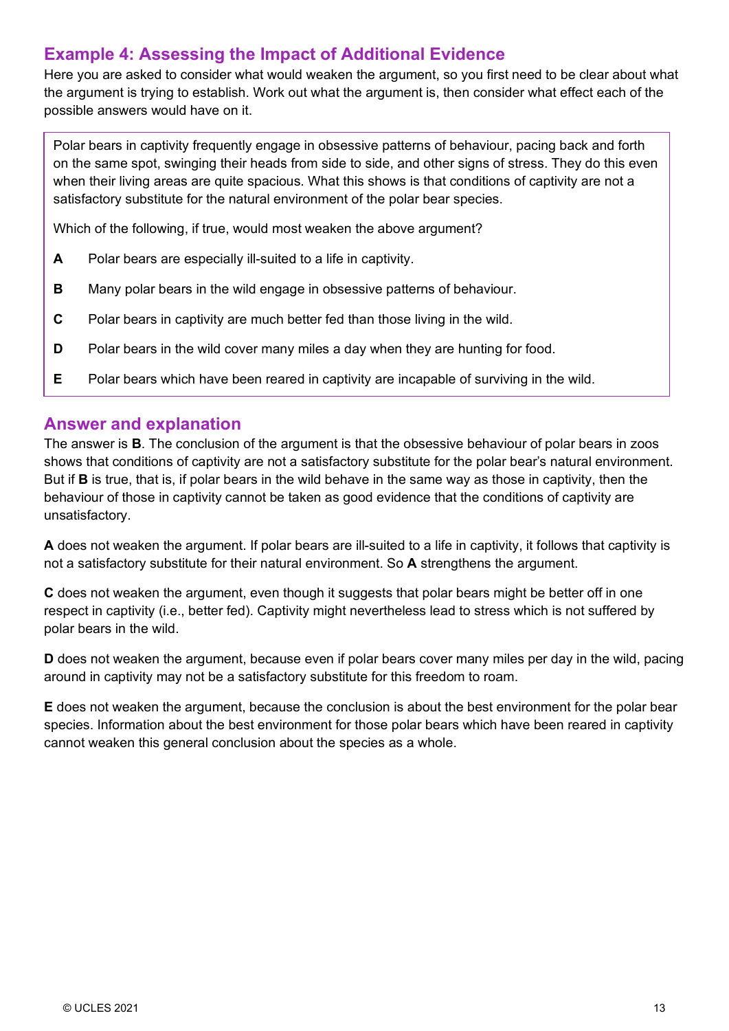## Example 4: Assessing the Impact of Additional Evidence

Here you are asked to consider what would weaken the argument, so you first need to be clear about what the argument is trying to establish. Work out what the argument is, then consider what effect each of the possible answers would have on it.

> Polar bears in captivity frequently engage in obsessive patterns of behaviour, pacing back and forth on the same spot, swinging their heads from side to side, and other signs of stress. They do this even when their living areas are quite spacious. What this shows is that conditions of captivity are not a satisfactory substitute for the natural environment of the polar bear species.
>
> Which of the following, if true, would most weaken the above argument?
>
> **A** Polar bears are especially ill-suited to a life in captivity.
>
> **B** Many polar bears in the wild engage in obsessive patterns of behaviour.
>
> **C** Polar bears in captivity are much better fed than those living in the wild.
>
> **D** Polar bears in the wild cover many miles a day when they are hunting for food.
>
> **E** Polar bears which have been reared in captivity are incapable of surviving in the wild.

## Answer and explanation

The answer is **B**. The conclusion of the argument is that the obsessive behaviour of polar bears in zoos shows that conditions of captivity are not a satisfactory substitute for the polar bear's natural environment. But if **B** is true, that is, if polar bears in the wild behave in the same way as those in captivity, then the behaviour of those in captivity cannot be taken as good evidence that the conditions of captivity are unsatisfactory.

**A** does not weaken the argument. If polar bears are ill-suited to a life in captivity, it follows that captivity is not a satisfactory substitute for their natural environment. So **A** strengthens the argument.

**C** does not weaken the argument, even though it suggests that polar bears might be better off in one respect in captivity (i.e., better fed). Captivity might nevertheless lead to stress which is not suffered by polar bears in the wild.

**D** does not weaken the argument, because even if polar bears cover many miles per day in the wild, pacing around in captivity may not be a satisfactory substitute for this freedom to roam.

**E** does not weaken the argument, because the conclusion is about the best environment for the polar bear species. Information about the best environment for those polar bears which have been reared in captivity cannot weaken this general conclusion about the species as a whole.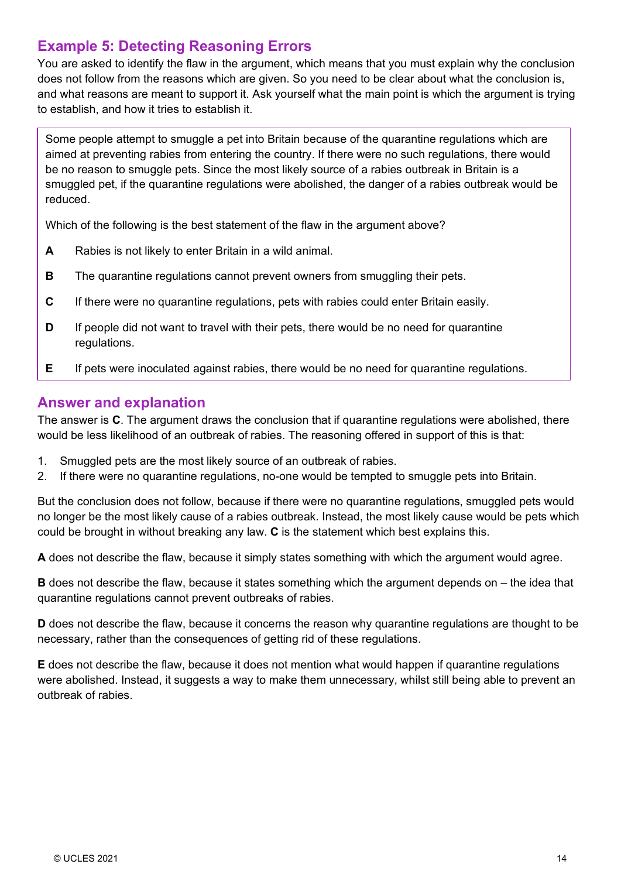## Example 5: Detecting Reasoning Errors

You are asked to identify the flaw in the argument, which means that you must explain why the conclusion does not follow from the reasons which are given. So you need to be clear about what the conclusion is, and what reasons are meant to support it. Ask yourself what the main point is which the argument is trying to establish, and how it tries to establish it.

> Some people attempt to smuggle a pet into Britain because of the quarantine regulations which are aimed at preventing rabies from entering the country. If there were no such regulations, there would be no reason to smuggle pets. Since the most likely source of a rabies outbreak in Britain is a smuggled pet, if the quarantine regulations were abolished, the danger of a rabies outbreak would be reduced.
>
> Which of the following is the best statement of the flaw in the argument above?
>
> **A** Rabies is not likely to enter Britain in a wild animal.
>
> **B** The quarantine regulations cannot prevent owners from smuggling their pets.
>
> **C** If there were no quarantine regulations, pets with rabies could enter Britain easily.
>
> **D** If people did not want to travel with their pets, there would be no need for quarantine regulations.
>
> **E** If pets were inoculated against rabies, there would be no need for quarantine regulations.

## Answer and explanation

The answer is **C**. The argument draws the conclusion that if quarantine regulations were abolished, there would be less likelihood of an outbreak of rabies. The reasoning offered in support of this is that:

1. Smuggled pets are the most likely source of an outbreak of rabies.
2. If there were no quarantine regulations, no-one would be tempted to smuggle pets into Britain.

But the conclusion does not follow, because if there were no quarantine regulations, smuggled pets would no longer be the most likely cause of a rabies outbreak. Instead, the most likely cause would be pets which could be brought in without breaking any law. **C** is the statement which best explains this.

**A** does not describe the flaw, because it simply states something with which the argument would agree.

**B** does not describe the flaw, because it states something which the argument depends on – the idea that quarantine regulations cannot prevent outbreaks of rabies.

**D** does not describe the flaw, because it concerns the reason why quarantine regulations are thought to be necessary, rather than the consequences of getting rid of these regulations.

**E** does not describe the flaw, because it does not mention what would happen if quarantine regulations were abolished. Instead, it suggests a way to make them unnecessary, whilst still being able to prevent an outbreak of rabies.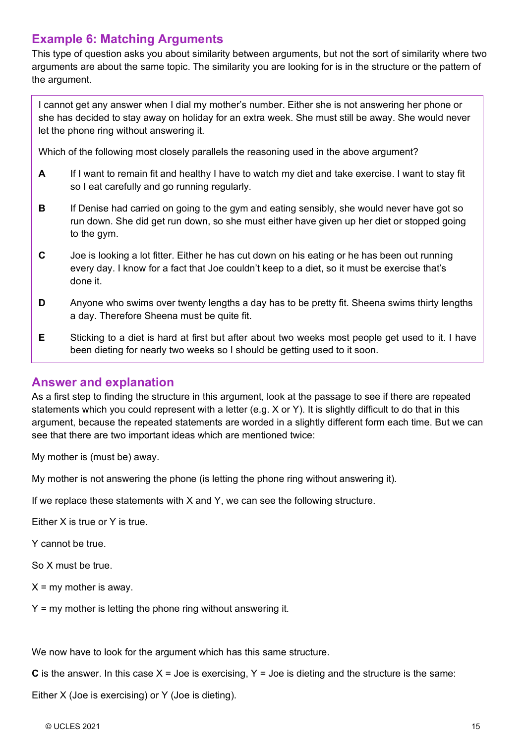## Example 6: Matching Arguments

This type of question asks you about similarity between arguments, but not the sort of similarity where two arguments are about the same topic. The similarity you are looking for is in the structure or the pattern of the argument.

> I cannot get any answer when I dial my mother's number. Either she is not answering her phone or she has decided to stay away on holiday for an extra week. She must still be away. She would never let the phone ring without answering it.
>
> Which of the following most closely parallels the reasoning used in the above argument?
>
> **A** If I want to remain fit and healthy I have to watch my diet and take exercise. I want to stay fit so I eat carefully and go running regularly.
>
> **B** If Denise had carried on going to the gym and eating sensibly, she would never have got so run down. She did get run down, so she must either have given up her diet or stopped going to the gym.
>
> **C** Joe is looking a lot fitter. Either he has cut down on his eating or he has been out running every day. I know for a fact that Joe couldn't keep to a diet, so it must be exercise that's done it.
>
> **D** Anyone who swims over twenty lengths a day has to be pretty fit. Sheena swims thirty lengths a day. Therefore Sheena must be quite fit.
>
> **E** Sticking to a diet is hard at first but after about two weeks most people get used to it. I have been dieting for nearly two weeks so I should be getting used to it soon.

## Answer and explanation

As a first step to finding the structure in this argument, look at the passage to see if there are repeated statements which you could represent with a letter (e.g. X or Y). It is slightly difficult to do that in this argument, because the repeated statements are worded in a slightly different form each time. But we can see that there are two important ideas which are mentioned twice:

My mother is (must be) away.

My mother is not answering the phone (is letting the phone ring without answering it).

If we replace these statements with X and Y, we can see the following structure.

Either X is true or Y is true.

Y cannot be true.

So X must be true.

X = my mother is away.

Y = my mother is letting the phone ring without answering it.

We now have to look for the argument which has this same structure.

**C** is the answer. In this case X = Joe is exercising, Y = Joe is dieting and the structure is the same:

Either X (Joe is exercising) or Y (Joe is dieting).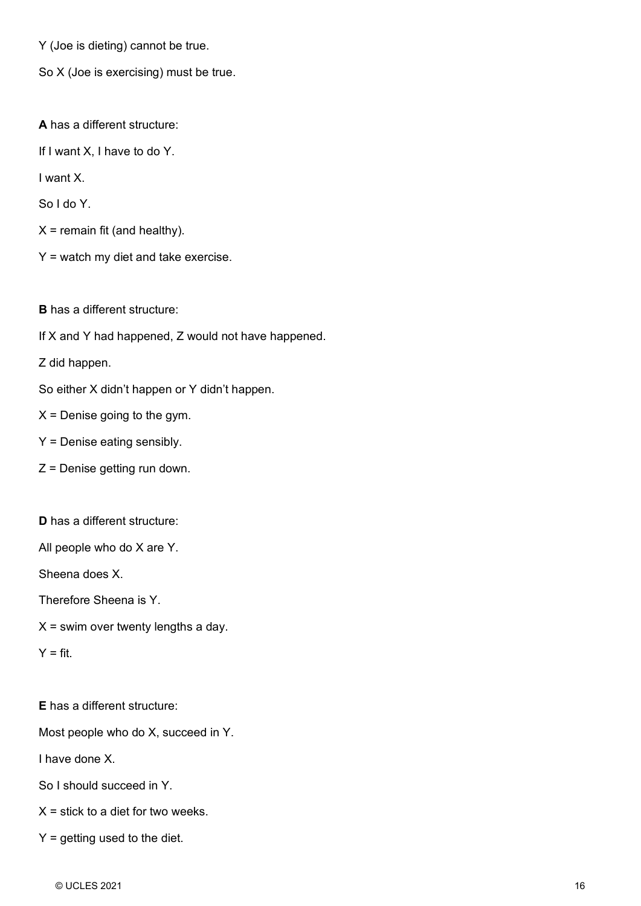Y (Joe is dieting) cannot be true.

So X (Joe is exercising) must be true.

**A** has a different structure:

If I want X, I have to do Y.

I want X.

So I do Y.

X = remain fit (and healthy).

Y = watch my diet and take exercise.

**B** has a different structure:

If X and Y had happened, Z would not have happened.

Z did happen.

So either X didn't happen or Y didn't happen.

X = Denise going to the gym.

Y = Denise eating sensibly.

Z = Denise getting run down.

**D** has a different structure:

All people who do X are Y.

Sheena does X.

Therefore Sheena is Y.

X = swim over twenty lengths a day.

Y = fit.

**E** has a different structure:

Most people who do X, succeed in Y.

I have done X.

So I should succeed in Y.

X = stick to a diet for two weeks.

Y = getting used to the diet.

© UCLES 2021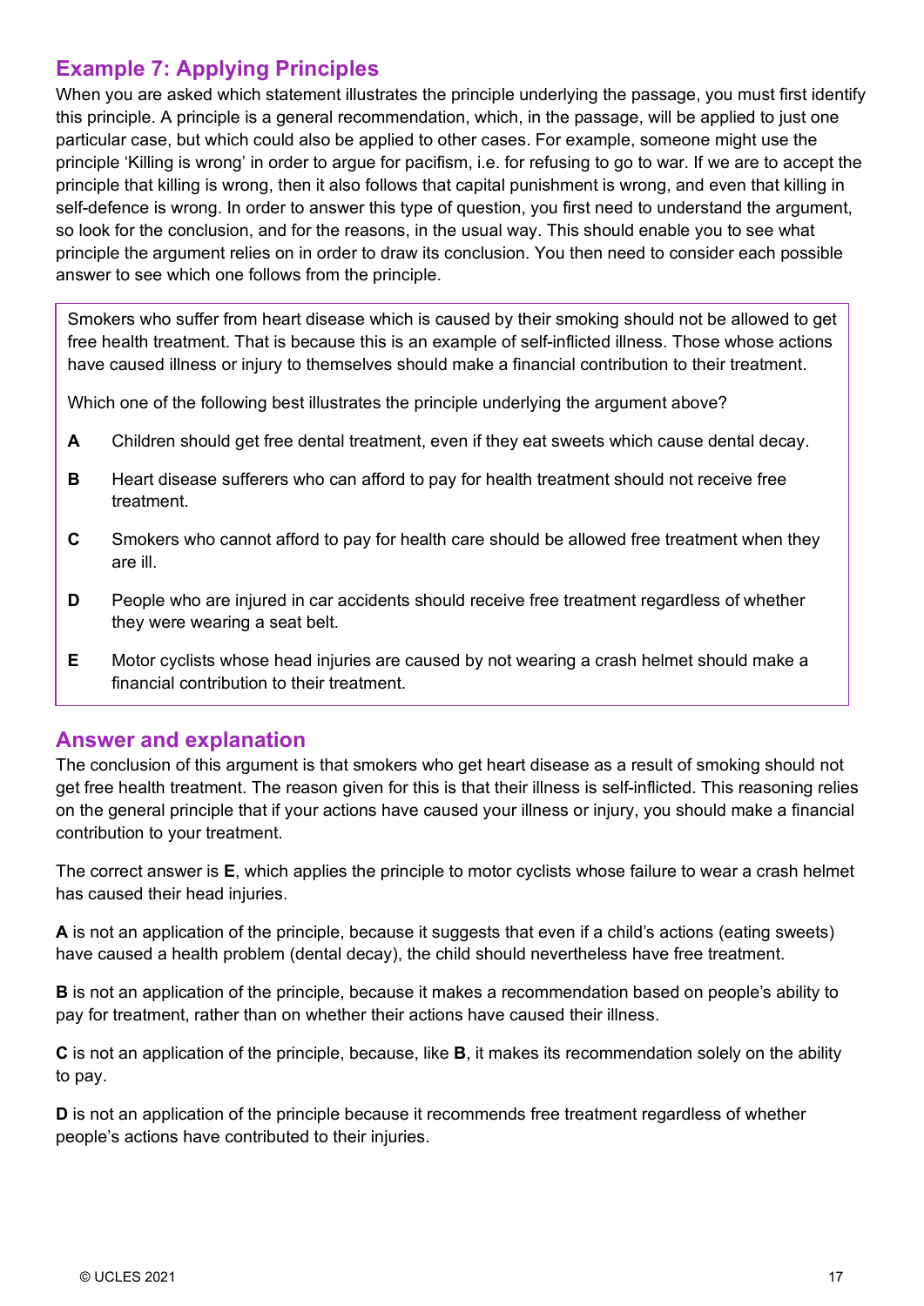## Example 7: Applying Principles

When you are asked which statement illustrates the principle underlying the passage, you must first identify this principle. A principle is a general recommendation, which, in the passage, will be applied to just one particular case, but which could also be applied to other cases. For example, someone might use the principle 'Killing is wrong' in order to argue for pacifism, i.e. for refusing to go to war. If we are to accept the principle that killing is wrong, then it also follows that capital punishment is wrong, and even that killing in self-defence is wrong. In order to answer this type of question, you first need to understand the argument, so look for the conclusion, and for the reasons, in the usual way. This should enable you to see what principle the argument relies on in order to draw its conclusion. You then need to consider each possible answer to see which one follows from the principle.

> Smokers who suffer from heart disease which is caused by their smoking should not be allowed to get free health treatment. That is because this is an example of self-inflicted illness. Those whose actions have caused illness or injury to themselves should make a financial contribution to their treatment.
>
> Which one of the following best illustrates the principle underlying the argument above?
>
> **A** Children should get free dental treatment, even if they eat sweets which cause dental decay.
>
> **B** Heart disease sufferers who can afford to pay for health treatment should not receive free treatment.
>
> **C** Smokers who cannot afford to pay for health care should be allowed free treatment when they are ill.
>
> **D** People who are injured in car accidents should receive free treatment regardless of whether they were wearing a seat belt.
>
> **E** Motor cyclists whose head injuries are caused by not wearing a crash helmet should make a financial contribution to their treatment.

## Answer and explanation

The conclusion of this argument is that smokers who get heart disease as a result of smoking should not get free health treatment. The reason given for this is that their illness is self-inflicted. This reasoning relies on the general principle that if your actions have caused your illness or injury, you should make a financial contribution to your treatment.

The correct answer is **E**, which applies the principle to motor cyclists whose failure to wear a crash helmet has caused their head injuries.

**A** is not an application of the principle, because it suggests that even if a child's actions (eating sweets) have caused a health problem (dental decay), the child should nevertheless have free treatment.

**B** is not an application of the principle, because it makes a recommendation based on people's ability to pay for treatment, rather than on whether their actions have caused their illness.

**C** is not an application of the principle, because, like **B**, it makes its recommendation solely on the ability to pay.

**D** is not an application of the principle because it recommends free treatment regardless of whether people's actions have contributed to their injuries.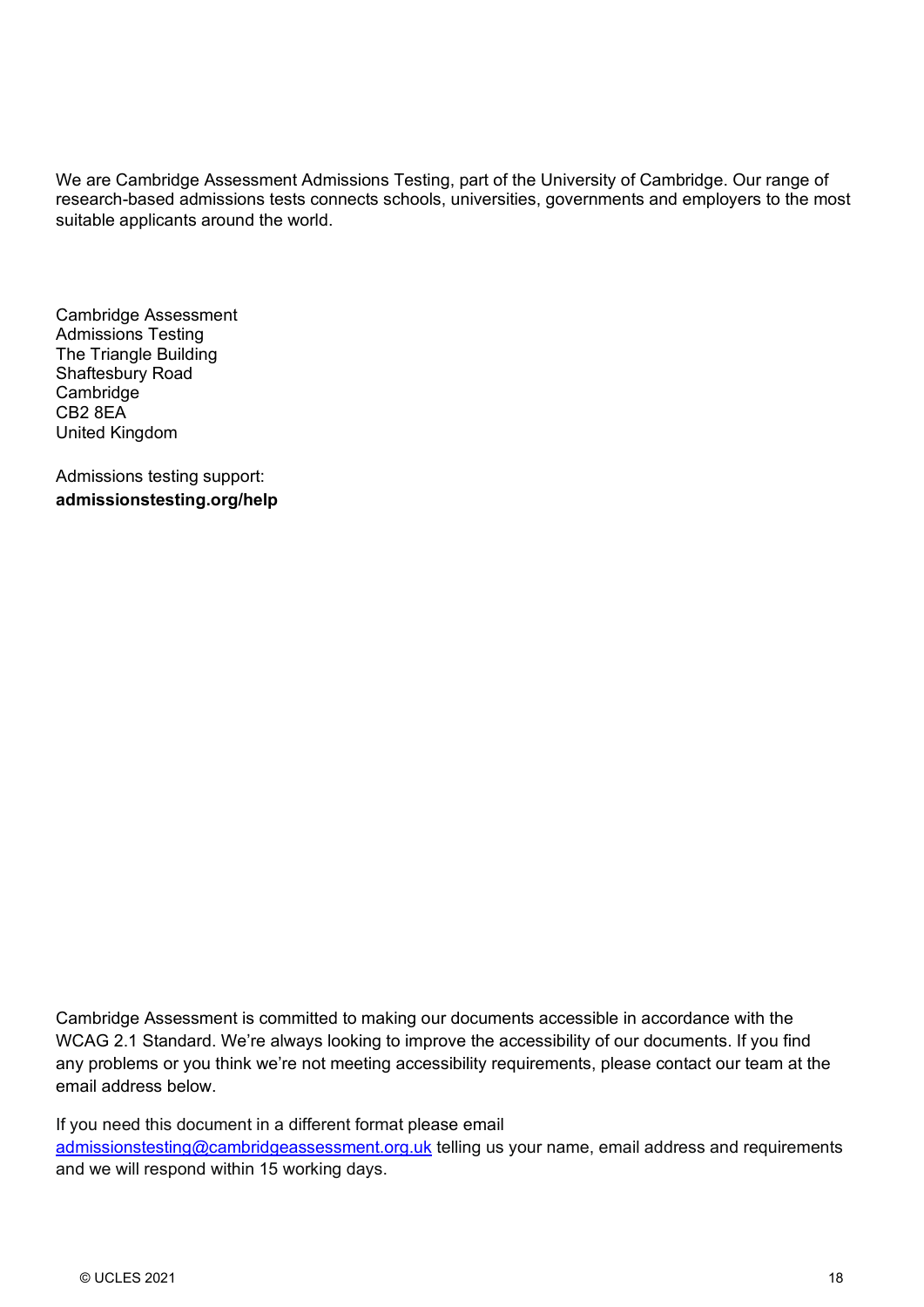We are Cambridge Assessment Admissions Testing, part of the University of Cambridge. Our range of research-based admissions tests connects schools, universities, governments and employers to the most suitable applicants around the world.

Cambridge Assessment
Admissions Testing
The Triangle Building
Shaftesbury Road
Cambridge
CB2 8EA
United Kingdom

Admissions testing support:
**admissionstesting.org/help**

Cambridge Assessment is committed to making our documents accessible in accordance with the WCAG 2.1 Standard. We're always looking to improve the accessibility of our documents. If you find any problems or you think we're not meeting accessibility requirements, please contact our team at the email address below.

If you need this document in a different format please email admissionstesting@cambridgeassessment.org.uk telling us your name, email address and requirements and we will respond within 15 working days.

© UCLES 2021